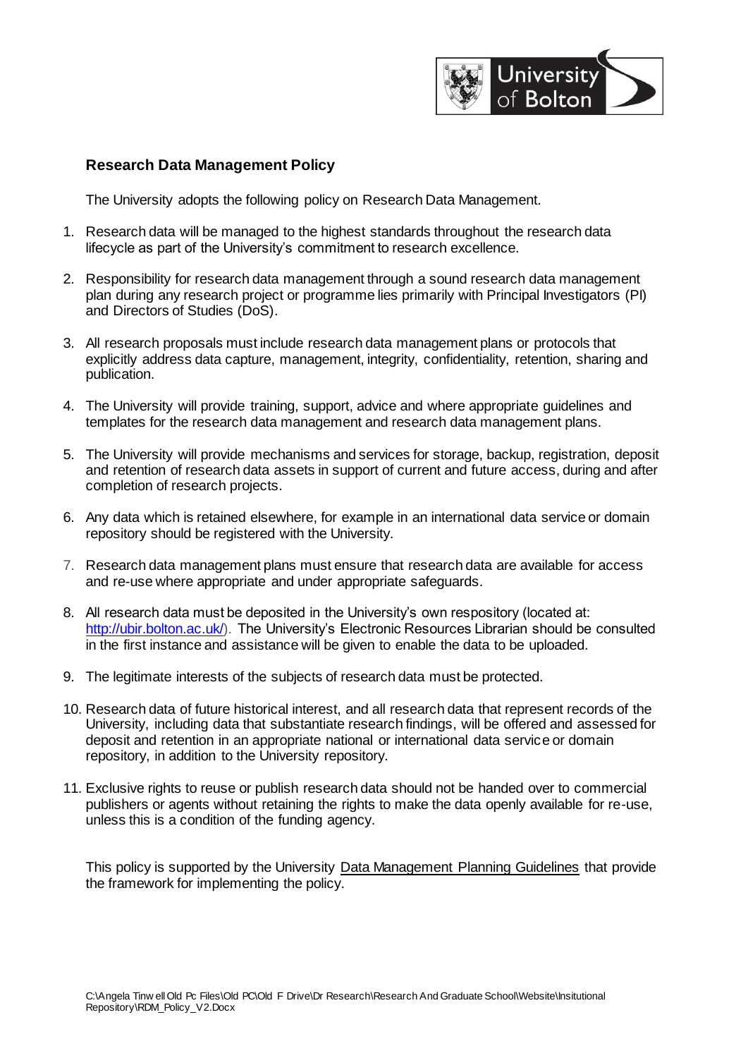## Research Data Management Policy

The University adopts the following policy on Research Data Management.

1. Research data will be managed to the highest standards throughout the research data lifecycle as part of the University's commitment to research excellence.
2. Responsibility for research data management through a sound research data management plan during any research project or programme lies primarily with Principal Investigators (PI) and Directors of Studies (DoS).
3. All research proposals must include research data management plans or protocols that explicitly address data capture, management, integrity, confidentiality, retention, sharing and publication.
4. The University will provide training, support, advice and where appropriate guidelines and templates for the research data management and research data management plans.
5. The University will provide mechanisms and services for storage, backup, registration, deposit and retention of research data assets in support of current and future access, during and after completion of research projects.
6. Any data which is retained elsewhere, for example in an international data service or domain repository should be registered with the University.
7. Research data management plans must ensure that research data are available for access and re-use where appropriate and under appropriate safeguards.
8. All research data must be deposited in the University's own respository (located at: http://ubir.bolton.ac.uk/). The University's Electronic Resources Librarian should be consulted in the first instance and assistance will be given to enable the data to be uploaded.
9. The legitimate interests of the subjects of research data must be protected.
10. Research data of future historical interest, and all research data that represent records of the University, including data that substantiate research findings, will be offered and assessed for deposit and retention in an appropriate national or international data service or domain repository, in addition to the University repository.
11. Exclusive rights to reuse or publish research data should not be handed over to commercial publishers or agents without retaining the rights to make the data openly available for re-use, unless this is a condition of the funding agency.

This policy is supported by the University Data Management Planning Guidelines that provide the framework for implementing the policy.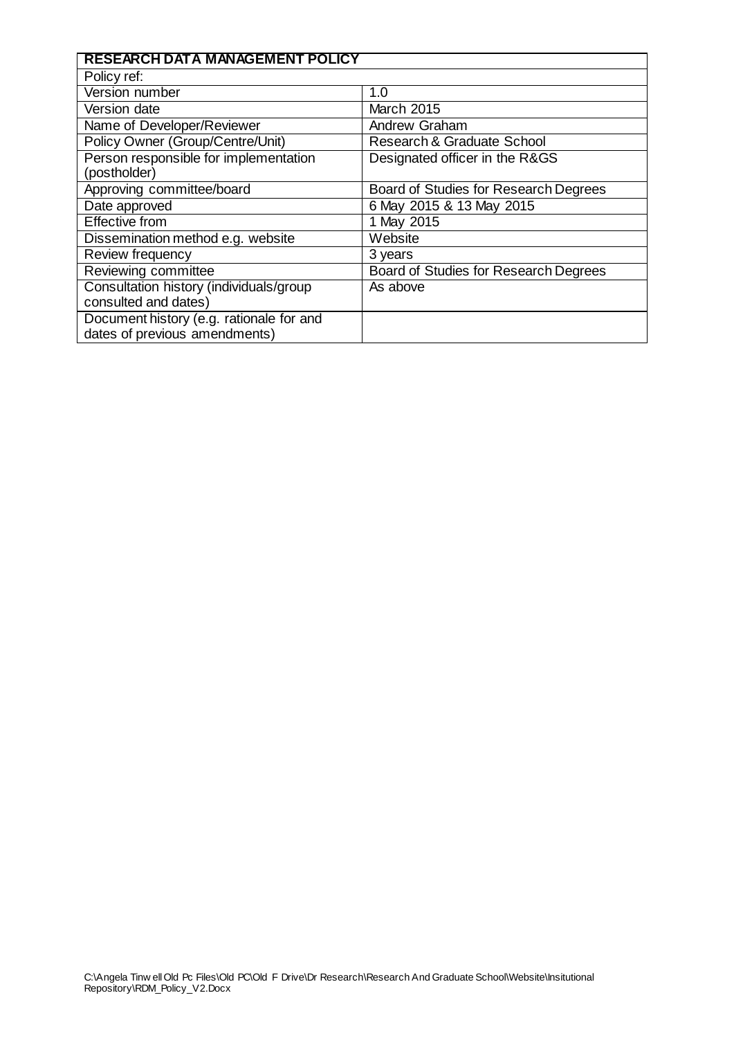| RESEARCH DATA MANAGEMENT POLICY | |
|---|---|
| Policy ref: | |
| Version number | 1.0 |
| Version date | March 2015 |
| Name of Developer/Reviewer | Andrew Graham |
| Policy Owner (Group/Centre/Unit) | Research & Graduate School |
| Person responsible for implementation (postholder) | Designated officer in the R&GS |
| Approving committee/board | Board of Studies for Research Degrees |
| Date approved | 6 May 2015 & 13 May 2015 |
| Effective from | 1 May 2015 |
| Dissemination method e.g. website | Website |
| Review frequency | 3 years |
| Reviewing committee | Board of Studies for Research Degrees |
| Consultation history (individuals/group consulted and dates) | As above |
| Document history (e.g. rationale for and dates of previous amendments) | |

C:\Angela Tinwell Old Pc Files\Old PC\Old F Drive\Dr Research\Research And Graduate School\Website\Insitutional Repository\RDM_Policy_V2.Docx